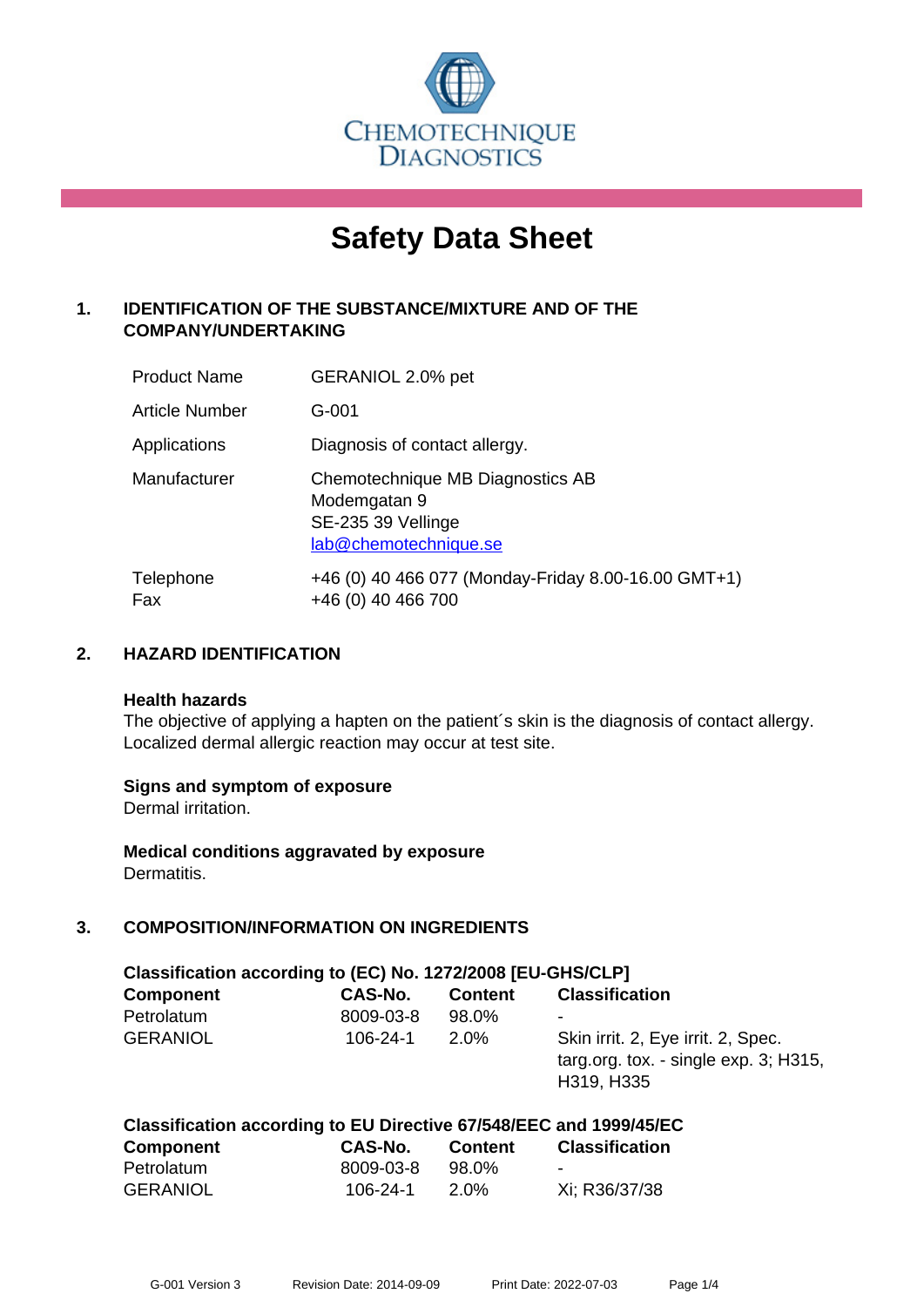CHEMOTECHNIQUE DIAGNOSTICS

# Safety Data Sheet

## 1. IDENTIFICATION OF THE SUBSTANCE/MIXTURE AND OF THE COMPANY/UNDERTAKING

| | |
|---|---|
| Product Name | GERANIOL 2.0% pet |
| Article Number | G-001 |
| Applications | Diagnosis of contact allergy. |
| Manufacturer | Chemotechnique MB Diagnostics AB<br>Modemgatan 9<br>SE-235 39 Vellinge<br>lab@chemotechnique.se |
| Telephone<br>Fax | +46 (0) 40 466 077 (Monday-Friday 8.00-16.00 GMT+1)<br>+46 (0) 40 466 700 |

## 2. HAZARD IDENTIFICATION

**Health hazards**
The objective of applying a hapten on the patient´s skin is the diagnosis of contact allergy. Localized dermal allergic reaction may occur at test site.

**Signs and symptom of exposure**
Dermal irritation.

**Medical conditions aggravated by exposure**
Dermatitis.

## 3. COMPOSITION/INFORMATION ON INGREDIENTS

**Classification according to (EC) No. 1272/2008 [EU-GHS/CLP]**

| Component | CAS-No. | Content | Classification |
|---|---|---|---|
| Petrolatum | 8009-03-8 | 98.0% | - |
| GERANIOL | 106-24-1 | 2.0% | Skin irrit. 2, Eye irrit. 2, Spec. targ.org. tox. - single exp. 3; H315, H319, H335 |

**Classification according to EU Directive 67/548/EEC and 1999/45/EC**

| Component | CAS-No. | Content | Classification |
|---|---|---|---|
| Petrolatum | 8009-03-8 | 98.0% | - |
| GERANIOL | 106-24-1 | 2.0% | Xi; R36/37/38 |

G-001 Version 3 Revision Date: 2014-09-09 Print Date: 2022-07-03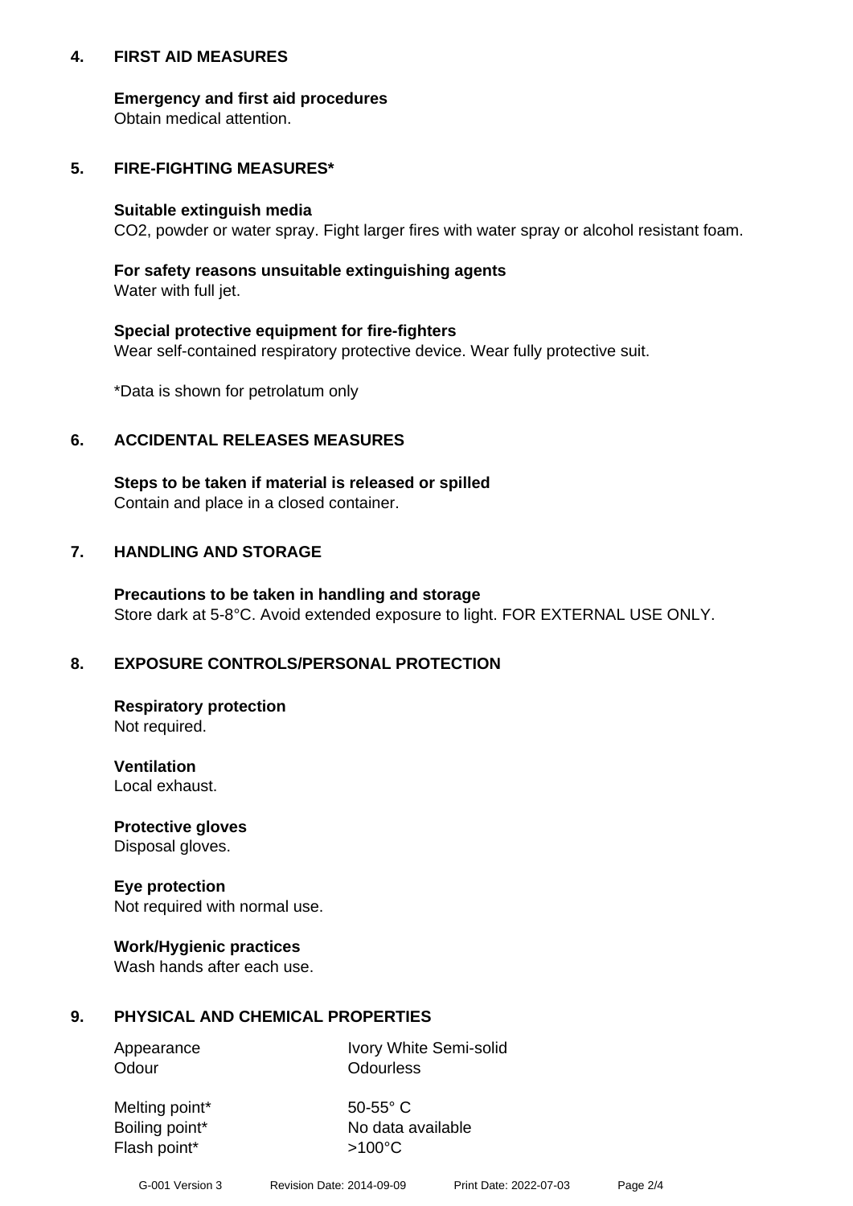## 4. FIRST AID MEASURES

**Emergency and first aid procedures**
Obtain medical attention.

## 5. FIRE-FIGHTING MEASURES*

**Suitable extinguish media**
$CO_2$, powder or water spray. Fight larger fires with water spray or alcohol resistant foam.

**For safety reasons unsuitable extinguishing agents**
Water with full jet.

**Special protective equipment for fire-fighters**
Wear self-contained respiratory protective device. Wear fully protective suit.

*Data is shown for petrolatum only

## 6. ACCIDENTAL RELEASES MEASURES

**Steps to be taken if material is released or spilled**
Contain and place in a closed container.

## 7. HANDLING AND STORAGE

**Precautions to be taken in handling and storage**
Store dark at 5-8°C. Avoid extended exposure to light. FOR EXTERNAL USE ONLY.

## 8. EXPOSURE CONTROLS/PERSONAL PROTECTION

**Respiratory protection**
Not required.

**Ventilation**
Local exhaust.

**Protective gloves**
Disposal gloves.

**Eye protection**
Not required with normal use.

**Work/Hygienic practices**
Wash hands after each use.

## 9. PHYSICAL AND CHEMICAL PROPERTIES

| | |
|---|---|
| Appearance | Ivory White Semi-solid |
| Odour | Odourless |
| Melting point* | 50-55° C |
| Boiling point* | No data available |
| Flash point* | >100°C |

G-001 Version 3 Revision Date: 2014-09-09 Print Date: 2022-07-03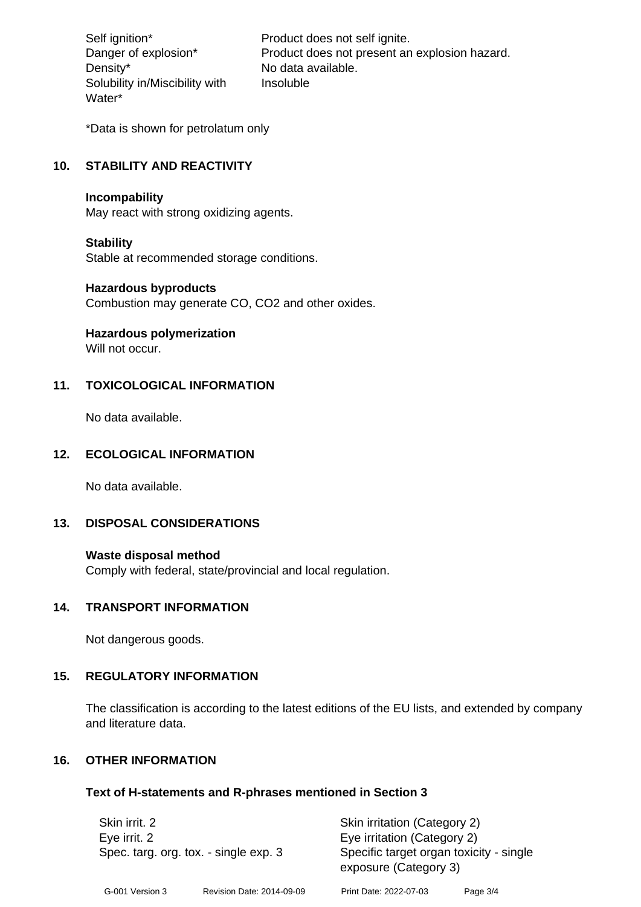| | |
|---|---|
| Self ignition* | Product does not self ignite. |
| Danger of explosion* | Product does not present an explosion hazard. |
| Density* | No data available. |
| Solubility in/Miscibility with Water* | Insoluble |

*Data is shown for petrolatum only

## 10. STABILITY AND REACTIVITY

**Incompability**
May react with strong oxidizing agents.

**Stability**
Stable at recommended storage conditions.

**Hazardous byproducts**
Combustion may generate CO, $CO_2$ and other oxides.

**Hazardous polymerization**
Will not occur.

## 11. TOXICOLOGICAL INFORMATION

No data available.

## 12. ECOLOGICAL INFORMATION

No data available.

## 13. DISPOSAL CONSIDERATIONS

**Waste disposal method**
Comply with federal, state/provincial and local regulation.

## 14. TRANSPORT INFORMATION

Not dangerous goods.

## 15. REGULATORY INFORMATION

The classification is according to the latest editions of the EU lists, and extended by company and literature data.

## 16. OTHER INFORMATION

### Text of H-statements and R-phrases mentioned in Section 3

| | |
|---|---|
| Skin irrit. 2 | Skin irritation (Category 2) |
| Eye irrit. 2 | Eye irritation (Category 2) |
| Spec. targ. org. tox. - single exp. 3 | Specific target organ toxicity - single exposure (Category 3) |

G-001 Version 3 Revision Date: 2014-09-09 Print Date: 2022-07-03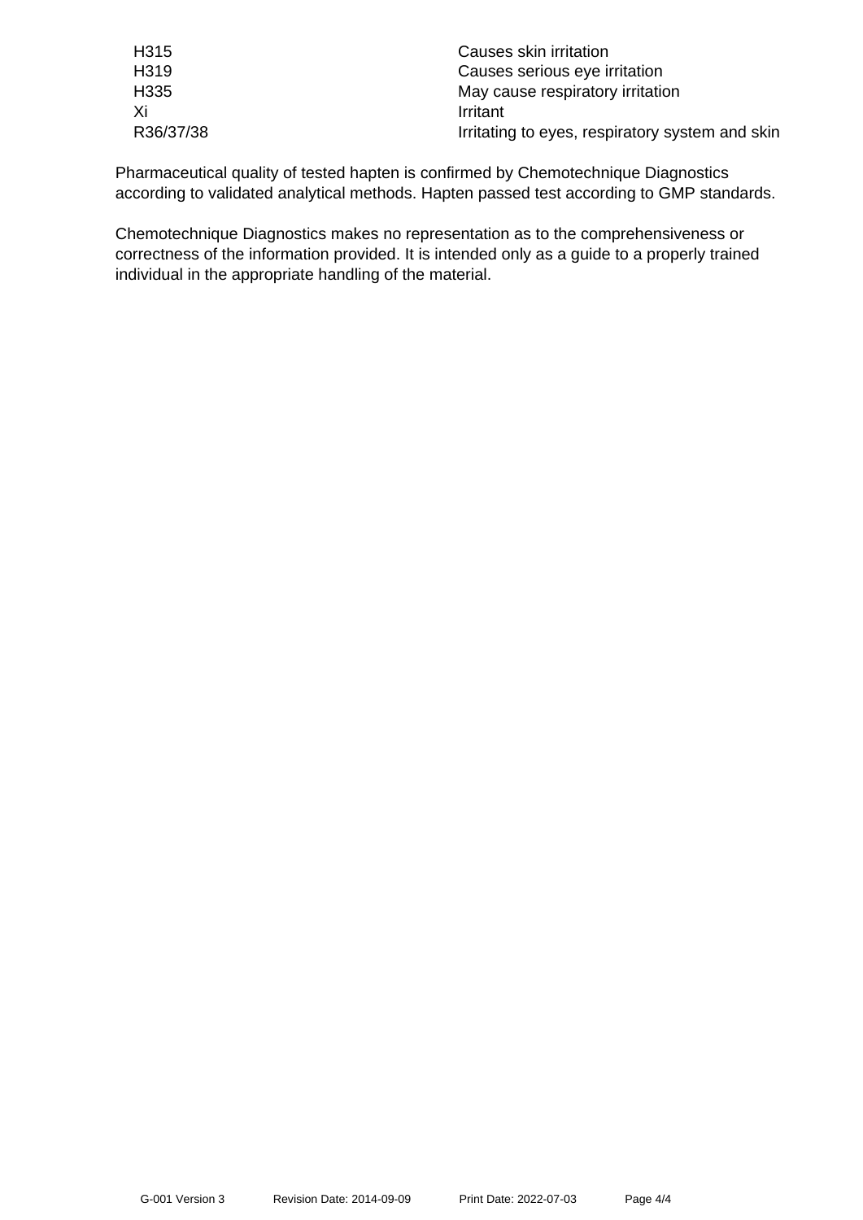| | |
|---|---|
| H315 | Causes skin irritation |
| H319 | Causes serious eye irritation |
| H335 | May cause respiratory irritation |
| Xi | Irritant |
| R36/37/38 | Irritating to eyes, respiratory system and skin |

Pharmaceutical quality of tested hapten is confirmed by Chemotechnique Diagnostics according to validated analytical methods. Hapten passed test according to GMP standards.

Chemotechnique Diagnostics makes no representation as to the comprehensiveness or correctness of the information provided. It is intended only as a guide to a properly trained individual in the appropriate handling of the material.